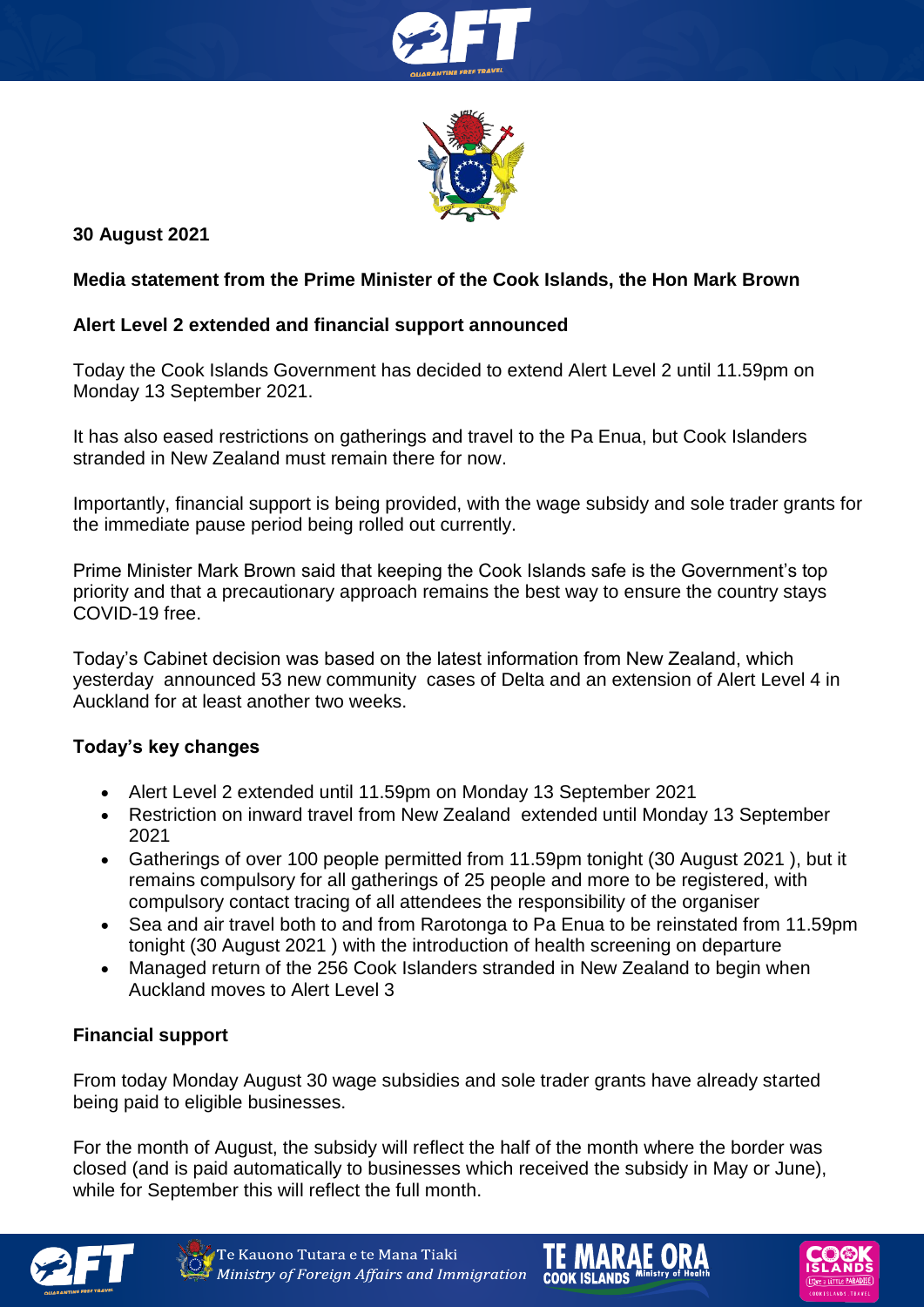**30 August 2021**

**Media statement from the Prime Minister of the Cook Islands, the Hon Mark Brown**

**Alert Level 2 extended and financial support announced**

Today the Cook Islands Government has decided to extend Alert Level 2 until 11.59pm on Monday 13 September 2021.

It has also eased restrictions on gatherings and travel to the Pa Enua, but Cook Islanders stranded in New Zealand must remain there for now.

Importantly, financial support is being provided, with the wage subsidy and sole trader grants for the immediate pause period being rolled out currently.

Prime Minister Mark Brown said that keeping the Cook Islands safe is the Government's top priority and that a precautionary approach remains the best way to ensure the country stays COVID-19 free.

Today's Cabinet decision was based on the latest information from New Zealand, which yesterday announced 53 new community cases of Delta and an extension of Alert Level 4 in Auckland for at least another two weeks.

**Today's key changes**

- Alert Level 2 extended until 11.59pm on Monday 13 September 2021
- Restriction on inward travel from New Zealand extended until Monday 13 September 2021
- Gatherings of over 100 people permitted from 11.59pm tonight (30 August 2021 ), but it remains compulsory for all gatherings of 25 people and more to be registered, with compulsory contact tracing of all attendees the responsibility of the organiser
- Sea and air travel both to and from Rarotonga to Pa Enua to be reinstated from 11.59pm tonight (30 August 2021 ) with the introduction of health screening on departure
- Managed return of the 256 Cook Islanders stranded in New Zealand to begin when Auckland moves to Alert Level 3

**Financial support**

From today Monday August 30 wage subsidies and sole trader grants have already started being paid to eligible businesses.

For the month of August, the subsidy will reflect the half of the month where the border was closed (and is paid automatically to businesses which received the subsidy in May or June), while for September this will reflect the full month.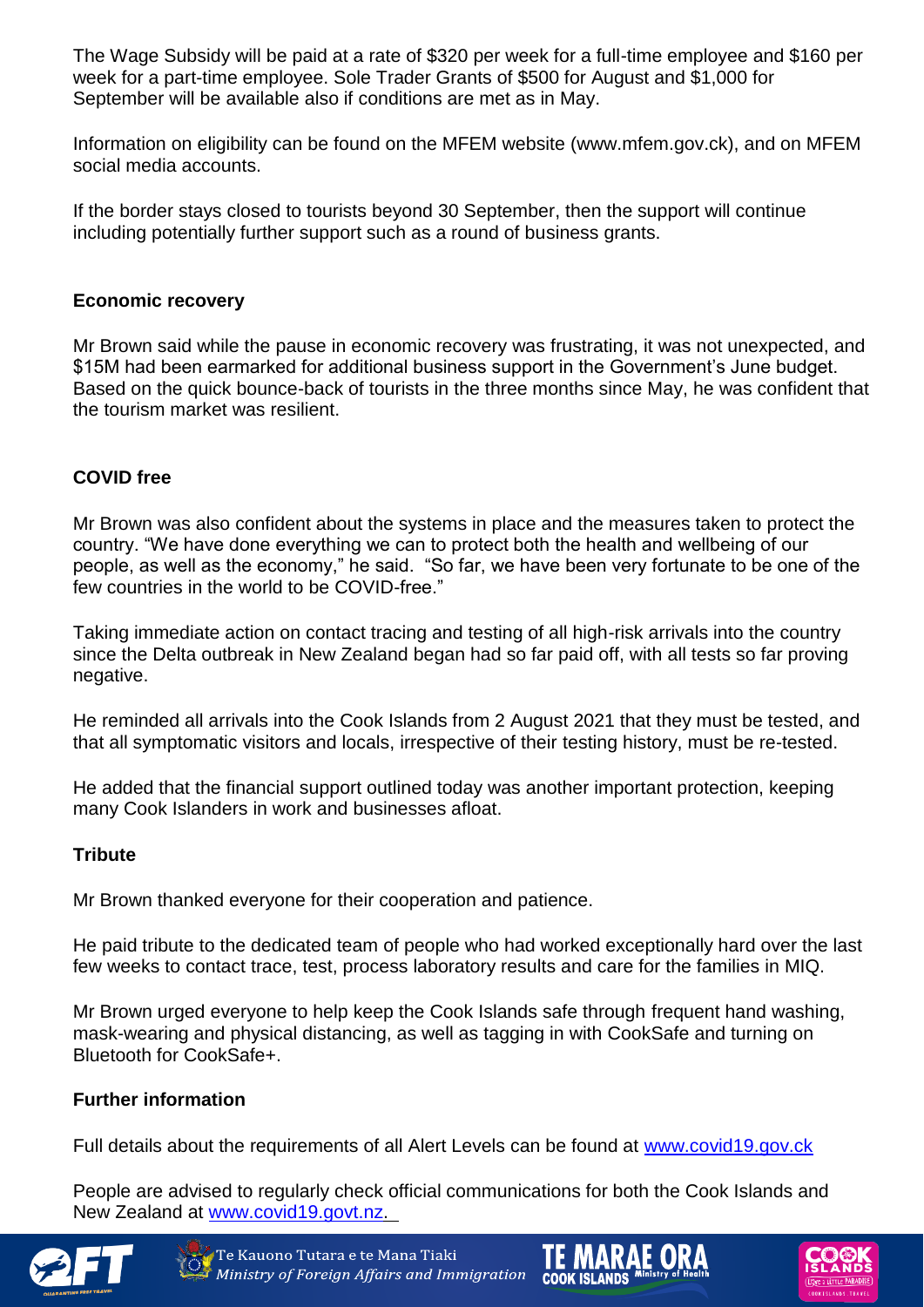The Wage Subsidy will be paid at a rate of $320 per week for a full-time employee and $160 per week for a part-time employee. Sole Trader Grants of $500 for August and $1,000 for September will be available also if conditions are met as in May.

Information on eligibility can be found on the MFEM website (www.mfem.gov.ck), and on MFEM social media accounts.

If the border stays closed to tourists beyond 30 September, then the support will continue including potentially further support such as a round of business grants.

**Economic recovery**

Mr Brown said while the pause in economic recovery was frustrating, it was not unexpected, and $15M had been earmarked for additional business support in the Government's June budget. Based on the quick bounce-back of tourists in the three months since May, he was confident that the tourism market was resilient.

**COVID free**

Mr Brown was also confident about the systems in place and the measures taken to protect the country. "We have done everything we can to protect both the health and wellbeing of our people, as well as the economy," he said. "So far, we have been very fortunate to be one of the few countries in the world to be COVID-free."

Taking immediate action on contact tracing and testing of all high-risk arrivals into the country since the Delta outbreak in New Zealand began had so far paid off, with all tests so far proving negative.

He reminded all arrivals into the Cook Islands from 2 August 2021 that they must be tested, and that all symptomatic visitors and locals, irrespective of their testing history, must be re-tested.

He added that the financial support outlined today was another important protection, keeping many Cook Islanders in work and businesses afloat.

**Tribute**

Mr Brown thanked everyone for their cooperation and patience.

He paid tribute to the dedicated team of people who had worked exceptionally hard over the last few weeks to contact trace, test, process laboratory results and care for the families in MIQ.

Mr Brown urged everyone to help keep the Cook Islands safe through frequent hand washing, mask-wearing and physical distancing, as well as tagging in with CookSafe and turning on Bluetooth for CookSafe+.

**Further information**

Full details about the requirements of all Alert Levels can be found at [www.covid19.gov.ck](http://www.covid19.gov.ck)

People are advised to regularly check official communications for both the Cook Islands and New Zealand at [www.covid19.govt.nz](http://www.covid19.govt.nz).

Te Kauono Tutara e te Mana Tiaki
*Ministry of Foreign Affairs and Immigration*

TE MARAE ORA COOK ISLANDS Ministry of Health